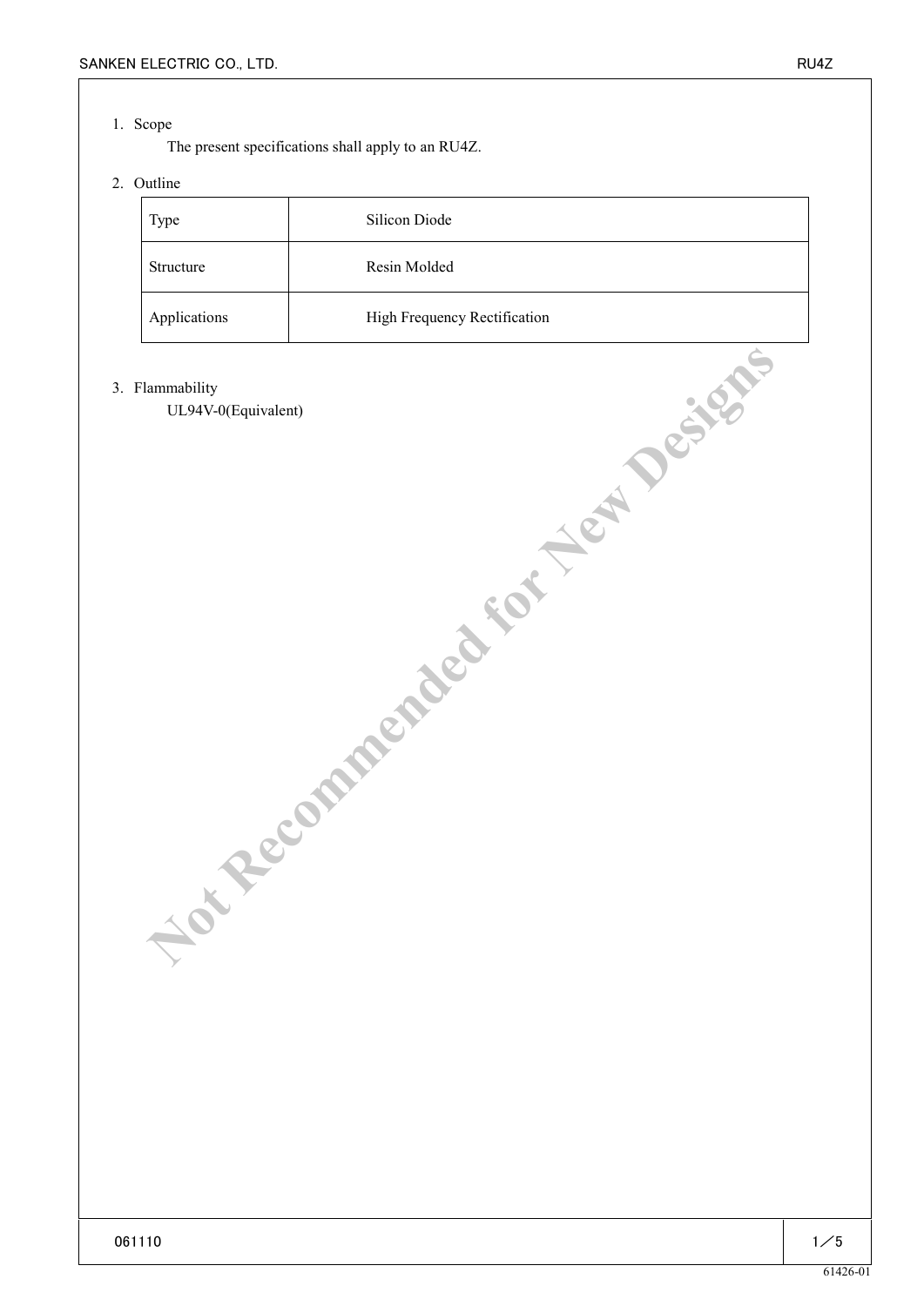1. Scope

   The present specifications shall apply to an RU4Z.

2. Outline

| Type | Silicon Diode |
|---|---|
| Structure | Resin Molded |
| Applications | High Frequency Rectification |

3. Flammability

   UL94V-0(Equivalent)

Not Recommended for New Designs

061110

61426-01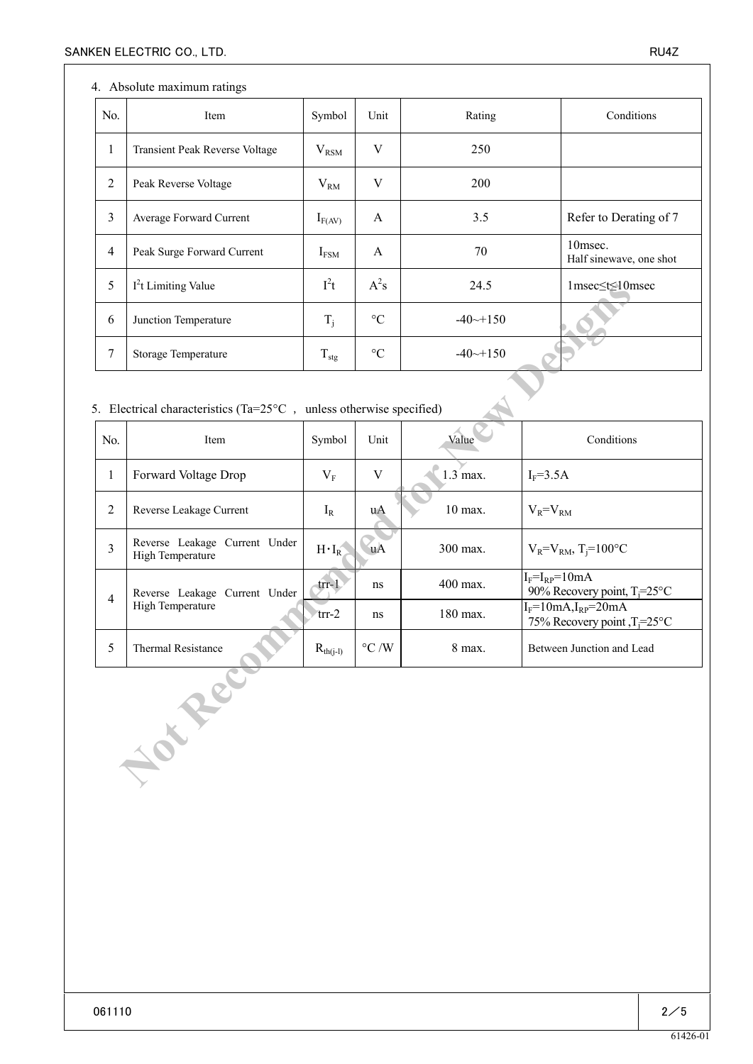4. Absolute maximum ratings

| No. | Item | Symbol | Unit | Rating | Conditions |
|---|---|---|---|---|---|
| 1 | Transient Peak Reverse Voltage | $V_{RSM}$ | V | 250 | |
| 2 | Peak Reverse Voltage | $V_{RM}$ | V | 200 | |
| 3 | Average Forward Current | $I_{F(AV)}$ | A | 3.5 | Refer to Derating of 7 |
| 4 | Peak Surge Forward Current | $I_{FSM}$ | A | 70 | 10msec. Half sinewave, one shot |
| 5 | $I^2t$ Limiting Value | $I^2t$ | $A^2s$ | 24.5 | 1msec≤t≤10msec |
| 6 | Junction Temperature | $T_j$ | °C | -40~+150 | |
| 7 | Storage Temperature | $T_{stg}$ | °C | -40~+150 | |

5. Electrical characteristics (Ta=25°C , unless otherwise specified)

| No. | Item | Symbol | Unit | Value | Conditions |
|---|---|---|---|---|---|
| 1 | Forward Voltage Drop | $V_F$ | V | 1.3 max. | $I_F$=3.5A |
| 2 | Reverse Leakage Current | $I_R$ | uA | 10 max. | $V_R$=$V_{RM}$ |
| 3 | Reverse Leakage Current Under High Temperature | $H \cdot I_R$ | uA | 300 max. | $V_R$=$V_{RM}$, $T_j$=100°C |
| 4 | Reverse Leakage Current Under High Temperature | trr-1 | ns | 400 max. | $I_F$=$I_{RP}$=10mA 90% Recovery point, $T_j$=25°C |
| | | trr-2 | ns | 180 max. | $I_F$=10mA,$I_{RP}$=20mA 75% Recovery point ,$T_j$=25°C |
| 5 | Thermal Resistance | $R_{th(j-l)}$ | °C /W | 8 max. | Between Junction and Lead |

Not Recommended for New Designs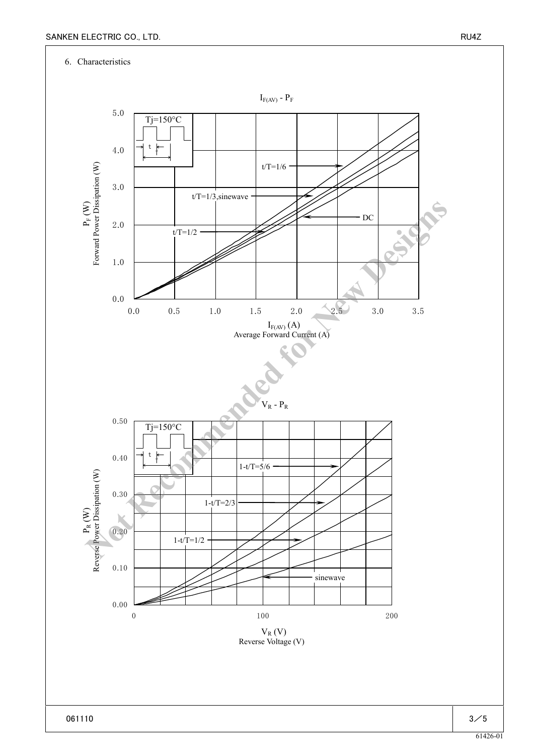6. Characteristics

$I_{F(AV)}$ - $P_F$

Tj=150°C

t/T=1/6

t/T=1/3,sinewave

DC

t/T=1/2

$P_F$ (W)
Forward Power Dissipation (W)

$I_{F(AV)}$ (A)
Average Forward Current (A)

$V_R$ - $P_R$

Tj=150°C

1-t/T=5/6

1-t/T=2/3

1-t/T=1/2

sinewave

$P_R$ (W)
Reverse Power Dissipation (W)

$V_R$ (V)
Reverse Voltage (V)

Not Recommended for New Designs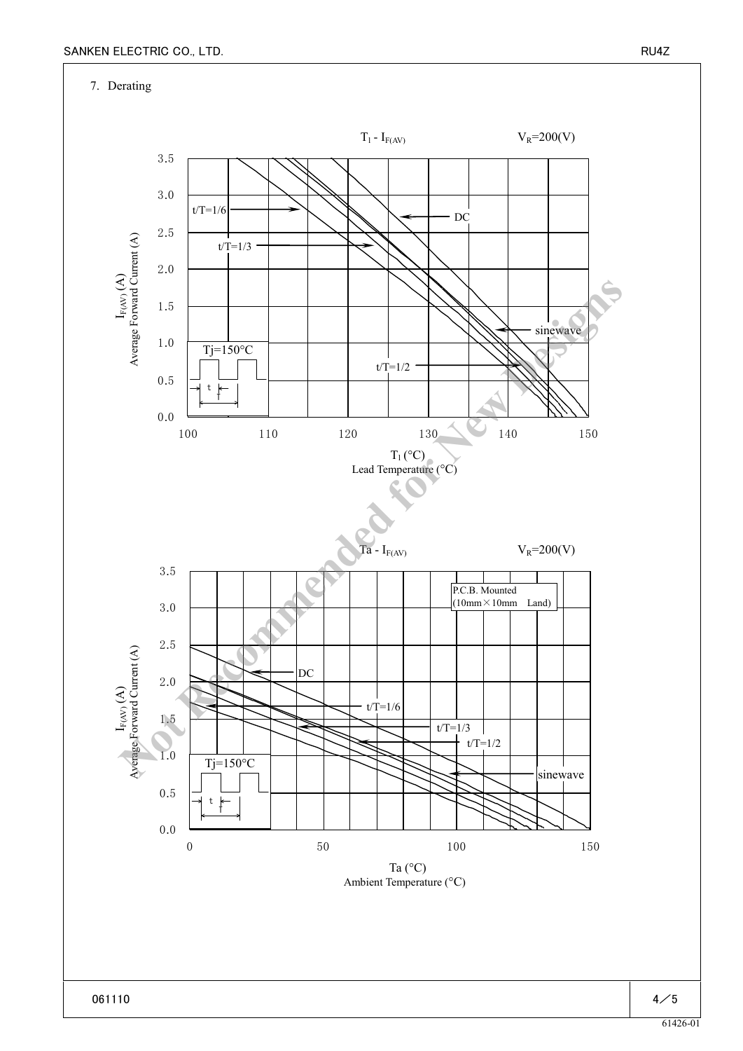7. Derating

$T_l$ - $I_{F(AV)}$ $V_R$=200(V)

3.5
3.0
2.5
2.0
1.5
1.0
0.5
0.0

$I_{F(AV)}$ (A)
Average Forward Current (A)

t/T=1/6
t/T=1/3
DC
sinewave
t/T=1/2

Tj=150°C

t
T

100 110 120 130 140 150

$T_l$ (°C)
Lead Temperature (°C)

Ta - $I_{F(AV)}$ $V_R$=200(V)

3.5
3.0
2.5
2.0
1.5
1.0
0.5
0.0

$I_{F(AV)}$ (A)
Average Forward Current (A)

P.C.B. Mounted
(10mm×10mm Land)

DC
t/T=1/6
t/T=1/3
t/T=1/2
sinewave

Tj=150°C

t
T

0 50 100 150

Ta (°C)
Ambient Temperature (°C)

Not Recommended for New Designs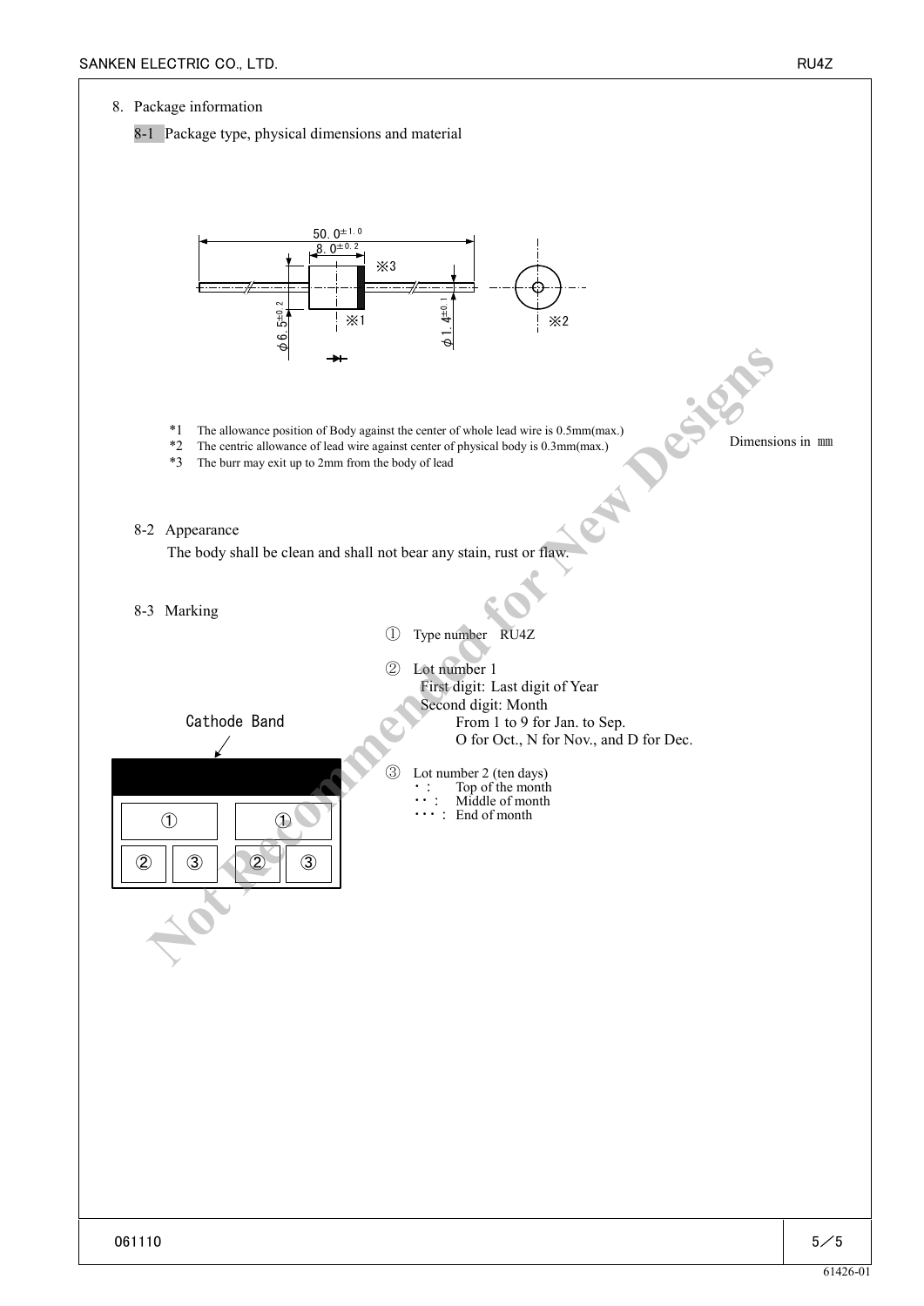## 8. Package information

### 8-1 Package type, physical dimensions and material

50.0±1.0
8.0±0.2
※3
φ6.5±0.2
※1
φ1.4±0.1
※2

*1 The allowance position of Body against the center of whole lead wire is 0.5mm(max.)
*2 The centric allowance of lead wire against center of physical body is 0.3mm(max.)
*3 The burr may exit up to 2mm from the body of lead

Dimensions in ㎜

### 8-2 Appearance

The body shall be clean and shall not bear any stain, rust or flaw.

### 8-3 Marking

Cathode Band

① ①
② ③ ② ③

① Type number RU4Z

② Lot number 1
First digit: Last digit of Year
Second digit: Month
From 1 to 9 for Jan. to Sep.
O for Oct., N for Nov., and D for Dec.

③ Lot number 2 (ten days)
・ : Top of the month
・・ : Middle of month
・・・ : End of month

Not Recommended for New Designs

061110

61426-01